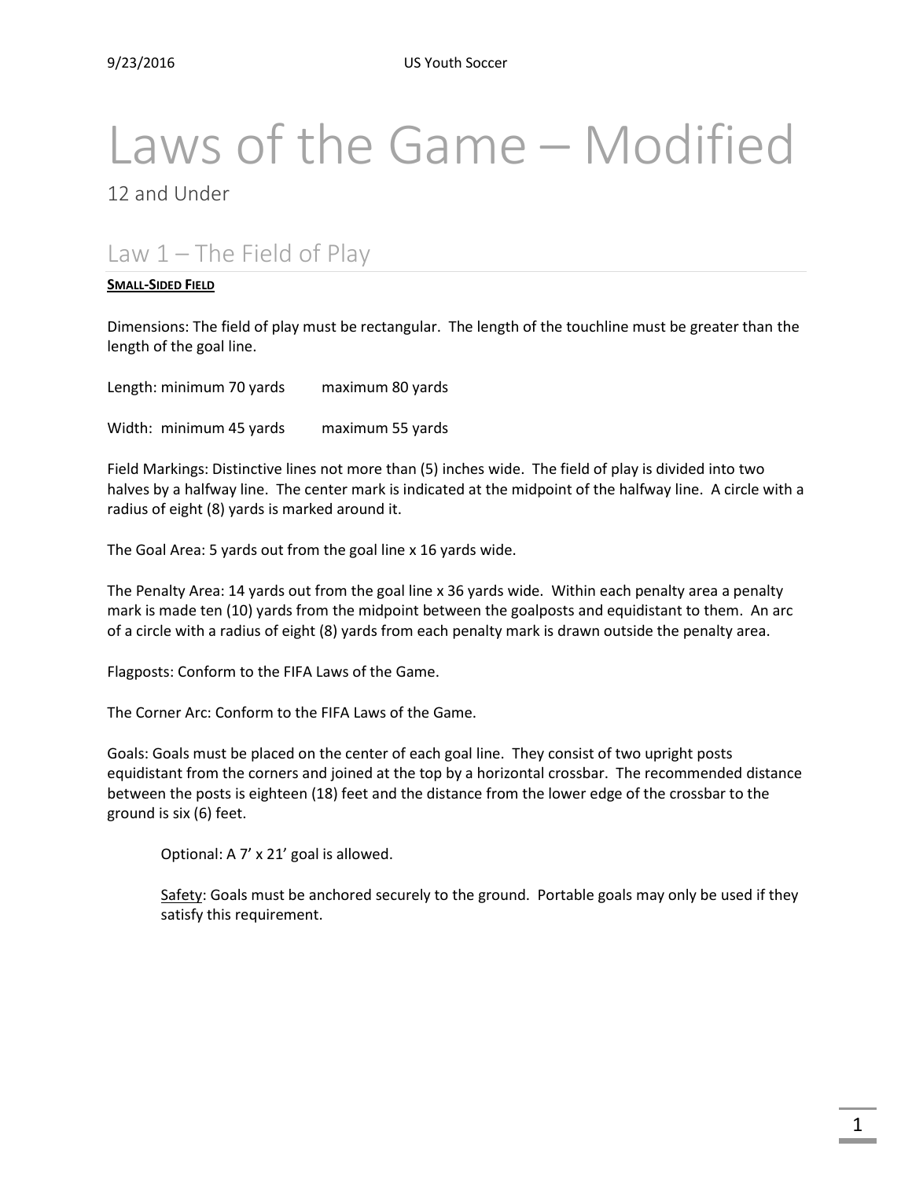# Laws of the Game – Modified

12 and Under

## Law 1 – The Field of Play

**SMALL-SIDED FIELD**

Dimensions: The field of play must be rectangular. The length of the touchline must be greater than the length of the goal line.

Length: minimum 70 yards maximum 80 yards

Width: minimum 45 yards maximum 55 yards

Field Markings: Distinctive lines not more than (5) inches wide. The field of play is divided into two halves by a halfway line. The center mark is indicated at the midpoint of the halfway line. A circle with a radius of eight (8) yards is marked around it.

The Goal Area: 5 yards out from the goal line x 16 yards wide.

The Penalty Area: 14 yards out from the goal line x 36 yards wide. Within each penalty area a penalty mark is made ten (10) yards from the midpoint between the goalposts and equidistant to them. An arc of a circle with a radius of eight (8) yards from each penalty mark is drawn outside the penalty area.

Flagposts: Conform to the FIFA Laws of the Game.

The Corner Arc: Conform to the FIFA Laws of the Game.

Goals: Goals must be placed on the center of each goal line. They consist of two upright posts equidistant from the corners and joined at the top by a horizontal crossbar. The recommended distance between the posts is eighteen (18) feet and the distance from the lower edge of the crossbar to the ground is six (6) feet.

> Optional: A 7' x 21' goal is allowed.
>
> Safety: Goals must be anchored securely to the ground. Portable goals may only be used if they satisfy this requirement.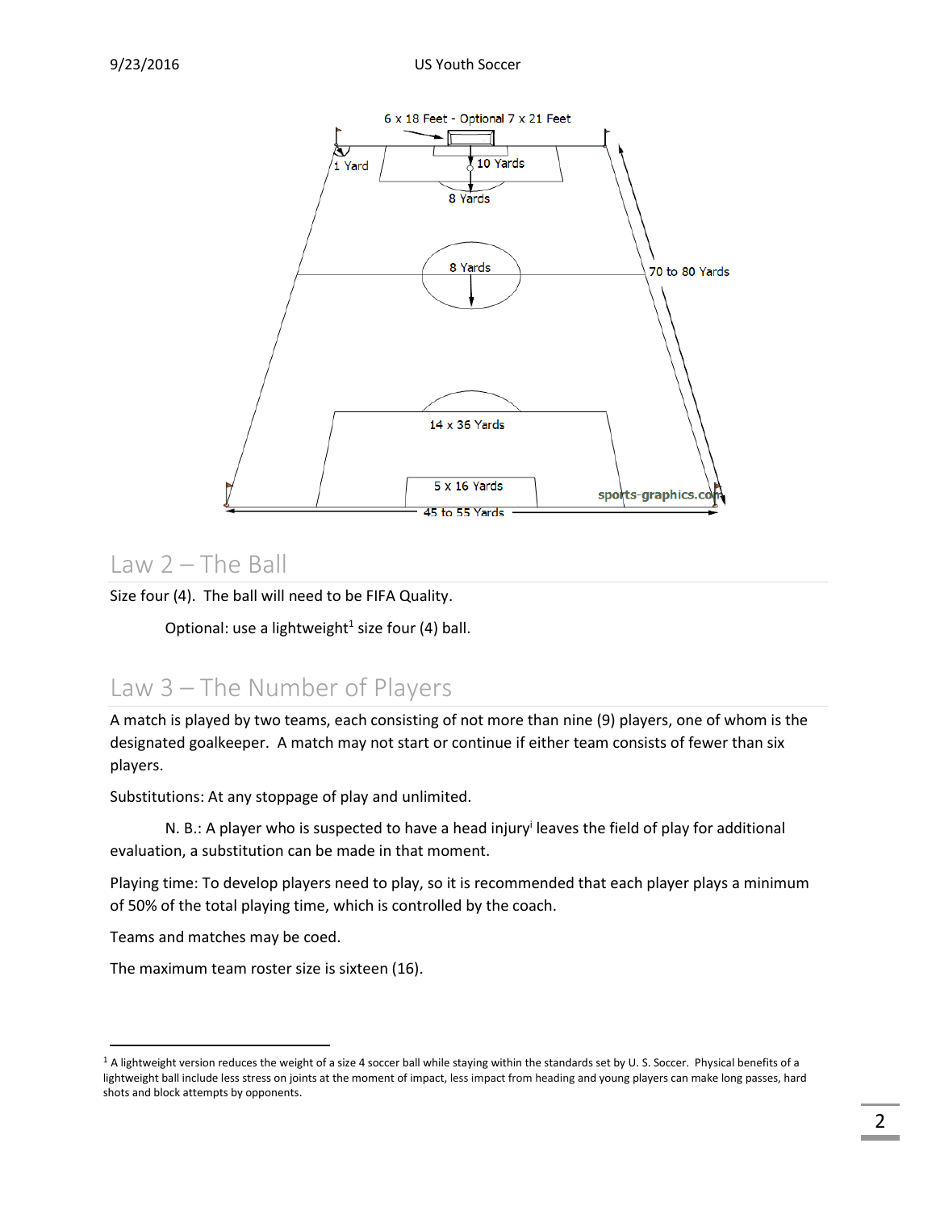## Law 2 – The Ball

Size four (4). The ball will need to be FIFA Quality.

Optional: use a lightweight[1] size four (4) ball.

## Law 3 – The Number of Players

A match is played by two teams, each consisting of not more than nine (9) players, one of whom is the designated goalkeeper. A match may not start or continue if either team consists of fewer than six players.

Substitutions: At any stoppage of play and unlimited.

N. B.: A player who is suspected to have a head injury[i] leaves the field of play for additional evaluation, a substitution can be made in that moment.

Playing time: To develop players need to play, so it is recommended that each player plays a minimum of 50% of the total playing time, which is controlled by the coach.

Teams and matches may be coed.

The maximum team roster size is sixteen (16).

---

[1] A lightweight version reduces the weight of a size 4 soccer ball while staying within the standards set by U. S. Soccer. Physical benefits of a lightweight ball include less stress on joints at the moment of impact, less impact from heading and young players can make long passes, hard shots and block attempts by opponents.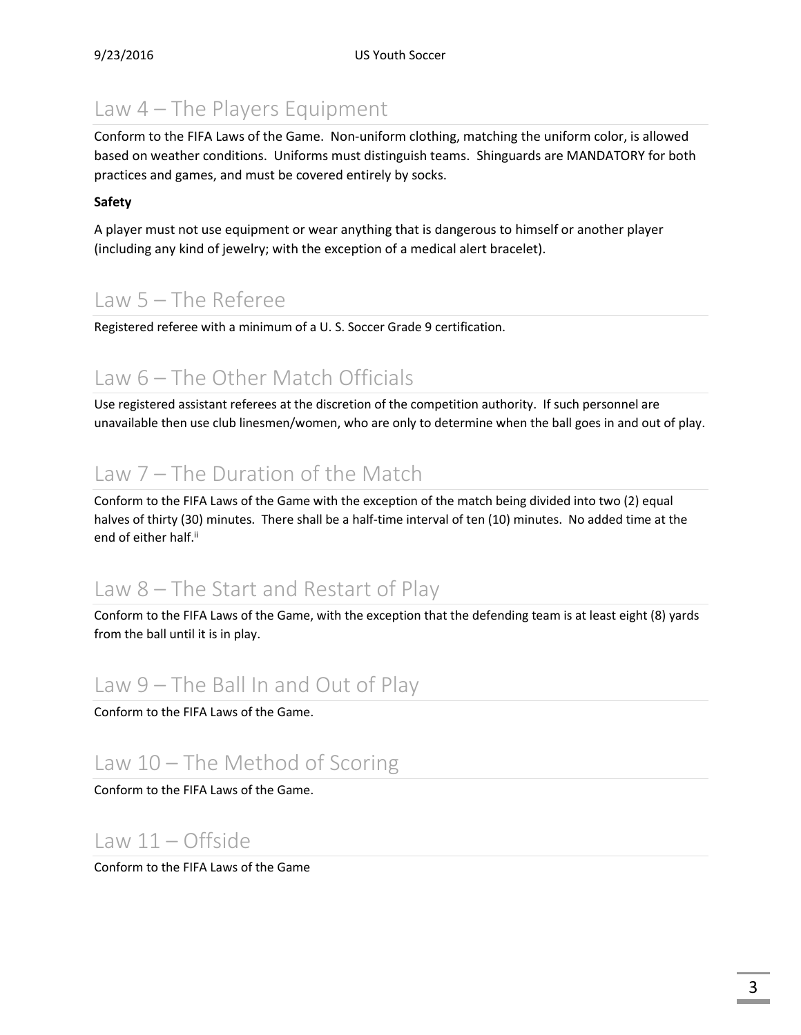## Law 4 – The Players Equipment

Conform to the FIFA Laws of the Game. Non-uniform clothing, matching the uniform color, is allowed based on weather conditions. Uniforms must distinguish teams. Shinguards are MANDATORY for both practices and games, and must be covered entirely by socks.

**Safety**

A player must not use equipment or wear anything that is dangerous to himself or another player (including any kind of jewelry; with the exception of a medical alert bracelet).

## Law 5 – The Referee

Registered referee with a minimum of a U. S. Soccer Grade 9 certification.

## Law 6 – The Other Match Officials

Use registered assistant referees at the discretion of the competition authority. If such personnel are unavailable then use club linesmen/women, who are only to determine when the ball goes in and out of play.

## Law 7 – The Duration of the Match

Conform to the FIFA Laws of the Game with the exception of the match being divided into two (2) equal halves of thirty (30) minutes. There shall be a half-time interval of ten (10) minutes. No added time at the end of either half.[ii]

## Law 8 – The Start and Restart of Play

Conform to the FIFA Laws of the Game, with the exception that the defending team is at least eight (8) yards from the ball until it is in play.

## Law 9 – The Ball In and Out of Play

Conform to the FIFA Laws of the Game.

## Law 10 – The Method of Scoring

Conform to the FIFA Laws of the Game.

## Law 11 – Offside

Conform to the FIFA Laws of the Game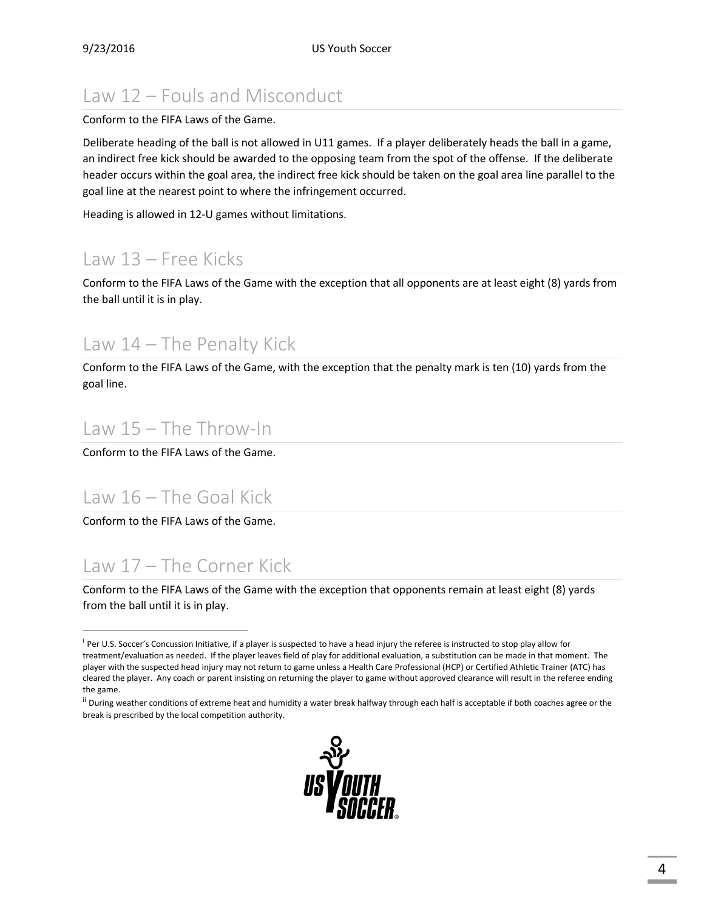## Law 12 – Fouls and Misconduct

Conform to the FIFA Laws of the Game.

Deliberate heading of the ball is not allowed in U11 games. If a player deliberately heads the ball in a game, an indirect free kick should be awarded to the opposing team from the spot of the offense. If the deliberate header occurs within the goal area, the indirect free kick should be taken on the goal area line parallel to the goal line at the nearest point to where the infringement occurred.

Heading is allowed in 12-U games without limitations.

## Law 13 – Free Kicks

Conform to the FIFA Laws of the Game with the exception that all opponents are at least eight (8) yards from the ball until it is in play.

## Law 14 – The Penalty Kick

Conform to the FIFA Laws of the Game, with the exception that the penalty mark is ten (10) yards from the goal line.

## Law 15 – The Throw-In

Conform to the FIFA Laws of the Game.

## Law 16 – The Goal Kick

Conform to the FIFA Laws of the Game.

## Law 17 – The Corner Kick

Conform to the FIFA Laws of the Game with the exception that opponents remain at least eight (8) yards from the ball until it is in play.

---

[i] Per U.S. Soccer's Concussion Initiative, if a player is suspected to have a head injury the referee is instructed to stop play allow for treatment/evaluation as needed. If the player leaves field of play for additional evaluation, a substitution can be made in that moment. The player with the suspected head injury may not return to game unless a Health Care Professional (HCP) or Certified Athletic Trainer (ATC) has cleared the player. Any coach or parent insisting on returning the player to game without approved clearance will result in the referee ending the game.

[ii] During weather conditions of extreme heat and humidity a water break halfway through each half is acceptable if both coaches agree or the break is prescribed by the local competition authority.